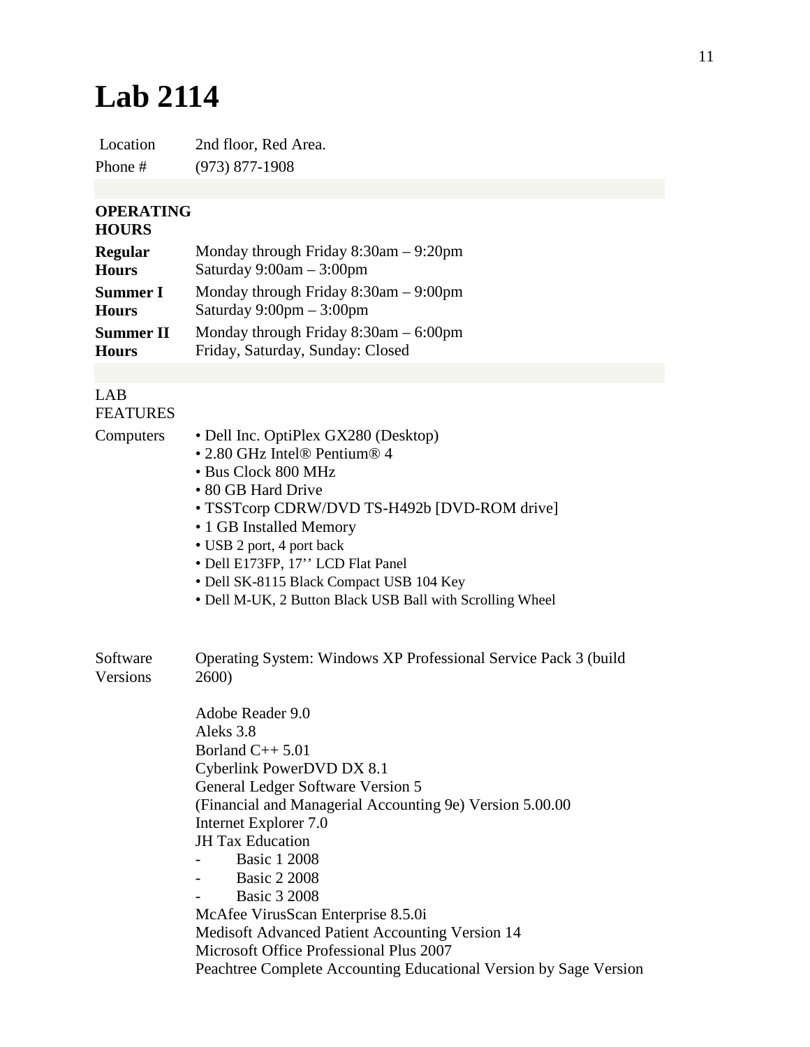# Lab 2114

| Location | 2nd floor, Red Area. |
| --- | --- |
| Phone # | (973) 877-1908 |

**OPERATING HOURS**

| | |
| --- | --- |
| **Regular Hours** | Monday through Friday 8:30am – 9:20pm<br>Saturday 9:00am – 3:00pm |
| **Summer I Hours** | Monday through Friday 8:30am – 9:00pm<br>Saturday 9:00pm – 3:00pm |
| **Summer II Hours** | Monday through Friday 8:30am – 6:00pm<br>Friday, Saturday, Sunday: Closed |

LAB FEATURES

Computers

- Dell Inc. OptiPlex GX280 (Desktop)
- 2.80 GHz Intel® Pentium® 4
- Bus Clock 800 MHz
- 80 GB Hard Drive
- TSSTcorp CDRW/DVD TS-H492b [DVD-ROM drive]
- 1 GB Installed Memory
- USB 2 port, 4 port back
- Dell E173FP, 17'' LCD Flat Panel
- Dell SK-8115 Black Compact USB 104 Key
- Dell M-UK, 2 Button Black USB Ball with Scrolling Wheel

Software Versions

Operating System: Windows XP Professional Service Pack 3 (build 2600)

Adobe Reader 9.0
Aleks 3.8
Borland C++ 5.01
Cyberlink PowerDVD DX 8.1
General Ledger Software Version 5
(Financial and Managerial Accounting 9e) Version 5.00.00
Internet Explorer 7.0
JH Tax Education
- Basic 1 2008
- Basic 2 2008
- Basic 3 2008

McAfee VirusScan Enterprise 8.5.0i
Medisoft Advanced Patient Accounting Version 14
Microsoft Office Professional Plus 2007
Peachtree Complete Accounting Educational Version by Sage Version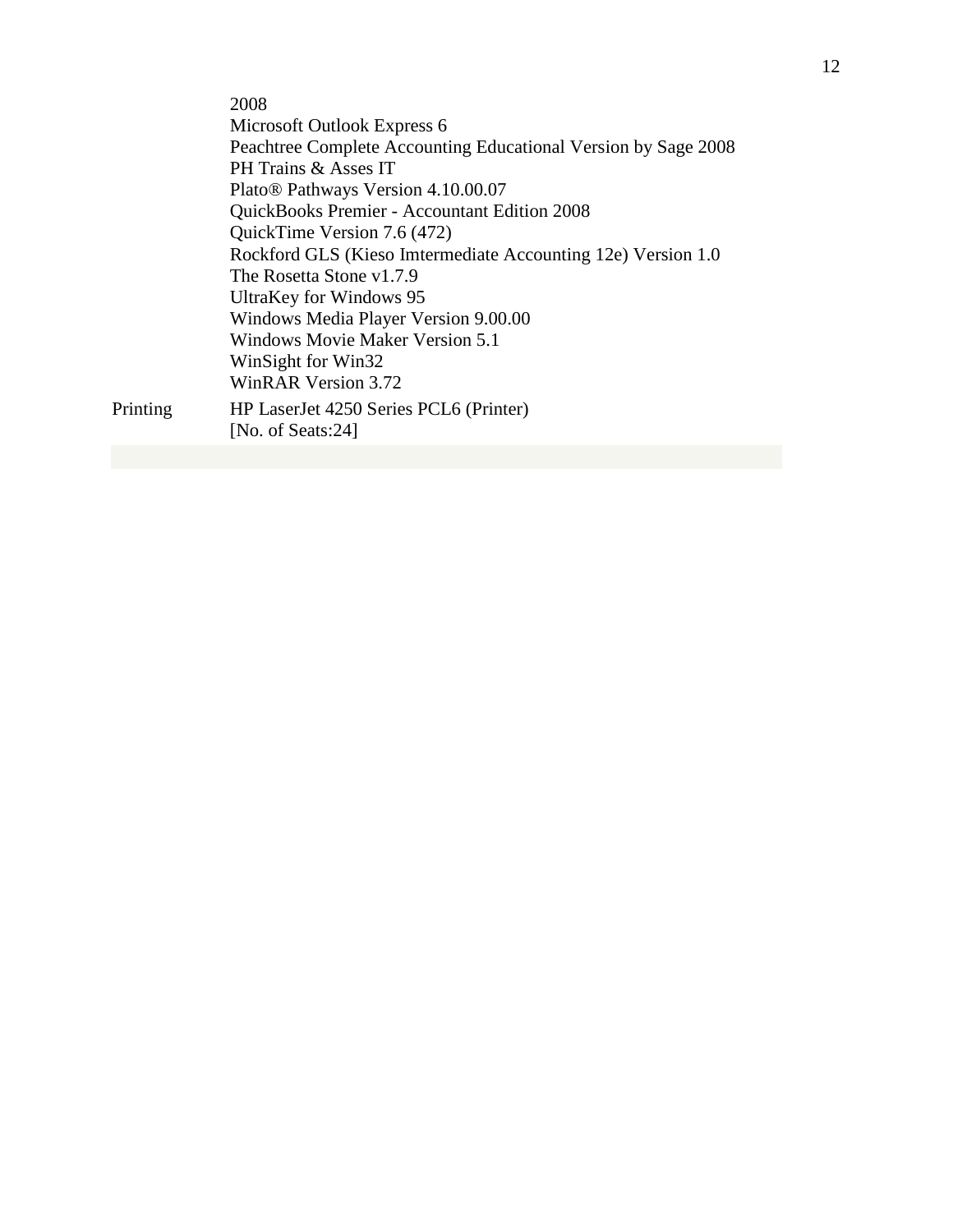| | |
|---|---|
| | 2008<br>Microsoft Outlook Express 6<br>Peachtree Complete Accounting Educational Version by Sage 2008<br>PH Trains & Asses IT<br>Plato® Pathways Version 4.10.00.07<br>QuickBooks Premier - Accountant Edition 2008<br>QuickTime Version 7.6 (472)<br>Rockford GLS (Kieso Imtermediate Accounting 12e) Version 1.0<br>The Rosetta Stone v1.7.9<br>UltraKey for Windows 95<br>Windows Media Player Version 9.00.00<br>Windows Movie Maker Version 5.1<br>WinSight for Win32<br>WinRAR Version 3.72 |
| Printing | HP LaserJet 4250 Series PCL6 (Printer)<br>[No. of Seats:24] |